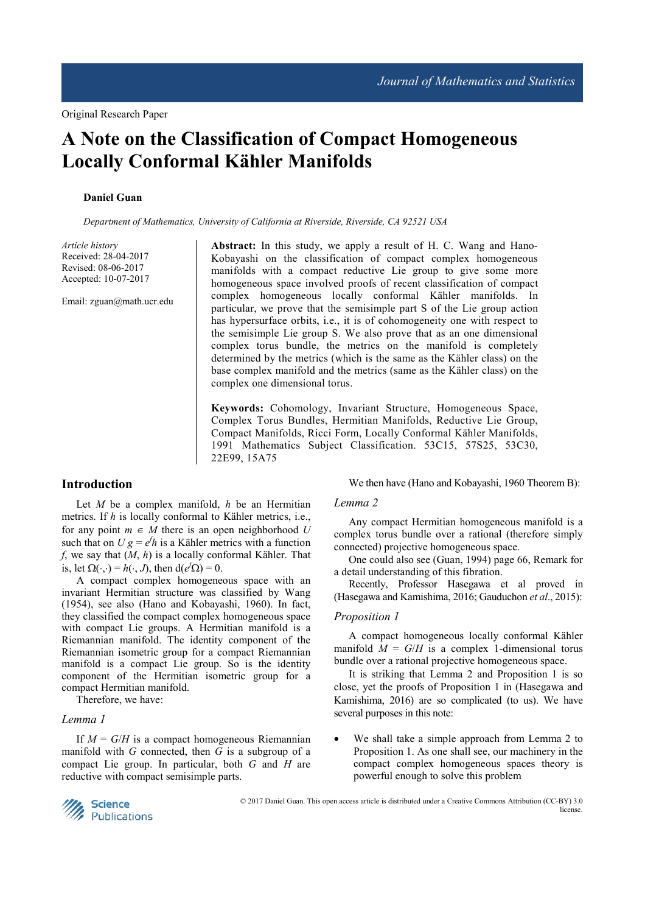Original Research Paper

# A Note on the Classification of Compact Homogeneous Locally Conformal Kähler Manifolds

**Daniel Guan**

*Department of Mathematics, University of California at Riverside, Riverside, CA 92521 USA*

*Article history*
Received: 28-04-2017
Revised: 08-06-2017
Accepted: 10-07-2017

Email: zguan@math.ucr.edu

**Abstract:** In this study, we apply a result of H. C. Wang and Hano-Kobayashi on the classification of compact complex homogeneous manifolds with a compact reductive Lie group to give some more homogeneous space involved proofs of recent classification of compact complex homogeneous locally conformal Kähler manifolds. In particular, we prove that the semisimple part S of the Lie group action has hypersurface orbits, i.e., it is of cohomogeneity one with respect to the semisimple Lie group S. We also prove that as an one dimensional complex torus bundle, the metrics on the manifold is completely determined by the metrics (which is the same as the Kähler class) on the base complex manifold and the metrics (same as the Kähler class) on the complex one dimensional torus.

**Keywords:** Cohomology, Invariant Structure, Homogeneous Space, Complex Torus Bundles, Hermitian Manifolds, Reductive Lie Group, Compact Manifolds, Ricci Form, Locally Conformal Kähler Manifolds, 1991 Mathematics Subject Classification. 53C15, 57S25, 53C30, 22E99, 15A75

## Introduction

Let $M$ be a complex manifold, $h$ be an Hermitian metrics. If $h$ is locally conformal to Kähler metrics, i.e., for any point $m \in M$ there is an open neighborhood $U$ such that on $U$ $g = e^f h$ is a Kähler metrics with a function $f$, we say that $(M, h)$ is a locally conformal Kähler. That is, let $\Omega(\cdot,\cdot) = h(\cdot, J)$, then $d(e^f\Omega) = 0$.

A compact complex homogeneous space with an invariant Hermitian structure was classified by Wang (1954), see also (Hano and Kobayashi, 1960). In fact, they classified the compact complex homogeneous space with compact Lie groups. A Hermitian manifold is a Riemannian manifold. The identity component of the Riemannian isometric group for a compact Riemannian manifold is a compact Lie group. So is the identity component of the Hermitian isometric group for a compact Hermitian manifold.

Therefore, we have:

*Lemma 1*

If $M = G/H$ is a compact homogeneous Riemannian manifold with $G$ connected, then $G$ is a subgroup of a compact Lie group. In particular, both $G$ and $H$ are reductive with compact semisimple parts.

We then have (Hano and Kobayashi, 1960 Theorem B):

*Lemma 2*

Any compact Hermitian homogeneous manifold is a complex torus bundle over a rational (therefore simply connected) projective homogeneous space.

One could also see (Guan, 1994) page 66, Remark for a detail understanding of this fibration.

Recently, Professor Hasegawa et al proved in (Hasegawa and Kamishima, 2016; Gauduchon *et al*., 2015):

*Proposition 1*

A compact homogeneous locally conformal Kähler manifold $M = G/H$ is a complex 1-dimensional torus bundle over a rational projective homogeneous space.

It is striking that Lemma 2 and Proposition 1 is so close, yet the proofs of Proposition 1 in (Hasegawa and Kamishima, 2016) are so complicated (to us). We have several purposes in this note:

- We shall take a simple approach from Lemma 2 to Proposition 1. As one shall see, our machinery in the compact complex homogeneous spaces theory is powerful enough to solve this problem

© 2017 Daniel Guan. This open access article is distributed under a Creative Commons Attribution (CC-BY) 3.0 license.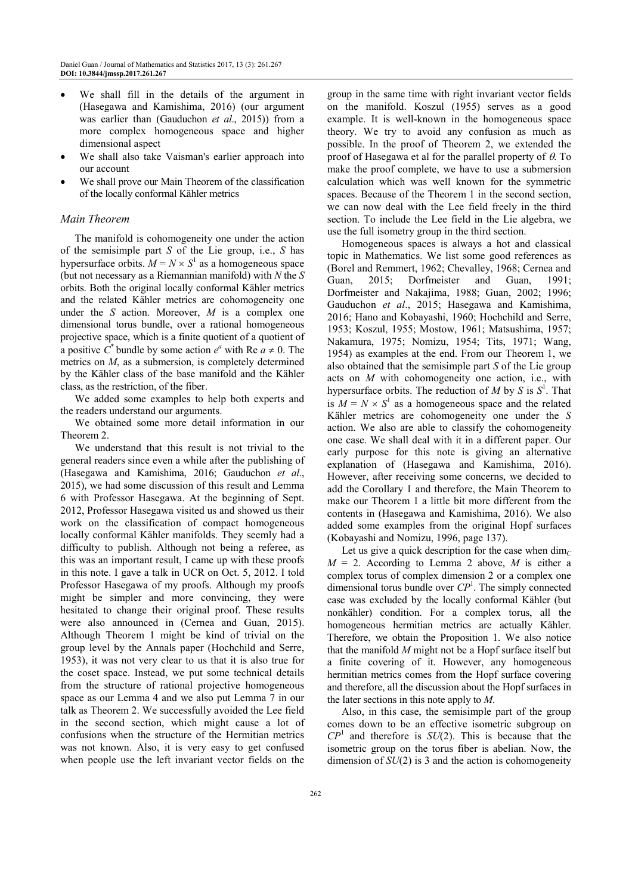- We shall fill in the details of the argument in (Hasegawa and Kamishima, 2016) (our argument was earlier than (Gauduchon *et al*., 2015)) from a more complex homogeneous space and higher dimensional aspect
- We shall also take Vaisman's earlier approach into our account
- We shall prove our Main Theorem of the classification of the locally conformal Kähler metrics

### *Main Theorem*

The manifold is cohomogeneity one under the action of the semisimple part $S$ of the Lie group, i.e., $S$ has hypersurface orbits. $M = N \times S^1$ as a homogeneous space (but not necessary as a Riemannian manifold) with $N$ the $S$ orbits. Both the original locally conformal Kähler metrics and the related Kähler metrics are cohomogeneity one under the $S$ action. Moreover, $M$ is a complex one dimensional torus bundle, over a rational homogeneous projective space, which is a finite quotient of a quotient of a positive $C^*$ bundle by some action $e^a$ with $\mathrm{Re}\, a \neq 0$. The metrics on $M$, as a submersion, is completely determined by the Kähler class of the base manifold and the Kähler class, as the restriction, of the fiber.

We added some examples to help both experts and the readers understand our arguments.

We obtained some more detail information in our Theorem 2.

We understand that this result is not trivial to the general readers since even a while after the publishing of (Hasegawa and Kamishima, 2016; Gauduchon *et al*., 2015), we had some discussion of this result and Lemma 6 with Professor Hasegawa. At the beginning of Sept. 2012, Professor Hasegawa visited us and showed us their work on the classification of compact homogeneous locally conformal Kähler manifolds. They seemly had a difficulty to publish. Although not being a referee, as this was an important result, I came up with these proofs in this note. I gave a talk in UCR on Oct. 5, 2012. I told Professor Hasegawa of my proofs. Although my proofs might be simpler and more convincing, they were hesitated to change their original proof. These results were also announced in (Cernea and Guan, 2015). Although Theorem 1 might be kind of trivial on the group level by the Annals paper (Hochchild and Serre, 1953), it was not very clear to us that it is also true for the coset space. Instead, we put some technical details from the structure of rational projective homogeneous space as our Lemma 4 and we also put Lemma 7 in our talk as Theorem 2. We successfully avoided the Lee field in the second section, which might cause a lot of confusions when the structure of the Hermitian metrics was not known. Also, it is very easy to get confused when people use the left invariant vector fields on the group in the same time with right invariant vector fields on the manifold. Koszul (1955) serves as a good example. It is well-known in the homogeneous space theory. We try to avoid any confusion as much as possible. In the proof of Theorem 2, we extended the proof of Hasegawa et al for the parallel property of $\theta$. To make the proof complete, we have to use a submersion calculation which was well known for the symmetric spaces. Because of the Theorem 1 in the second section, we can now deal with the Lee field freely in the third section. To include the Lee field in the Lie algebra, we use the full isometry group in the third section.

Homogeneous spaces is always a hot and classical topic in Mathematics. We list some good references as (Borel and Remmert, 1962; Chevalley, 1968; Cernea and Guan, 2015; Dorfmeister and Guan, 1991; Dorfmeister and Nakajima, 1988; Guan, 2002; 1996; Gauduchon *et al*., 2015; Hasegawa and Kamishima, 2016; Hano and Kobayashi, 1960; Hochchild and Serre, 1953; Koszul, 1955; Mostow, 1961; Matsushima, 1957; Nakamura, 1975; Nomizu, 1954; Tits, 1971; Wang, 1954) as examples at the end. From our Theorem 1, we also obtained that the semisimple part $S$ of the Lie group acts on $M$ with cohomogeneity one action, i.e., with hypersurface orbits. The reduction of $M$ by $S$ is $S^1$. That is $M = N \times S^1$ as a homogeneous space and the related Kähler metrics are cohomogeneity one under the $S$ action. We also are able to classify the cohomogeneity one case. We shall deal with it in a different paper. Our early purpose for this note is giving an alternative explanation of (Hasegawa and Kamishima, 2016). However, after receiving some concerns, we decided to add the Corollary 1 and therefore, the Main Theorem to make our Theorem 1 a little bit more different from the contents in (Hasegawa and Kamishima, 2016). We also added some examples from the original Hopf surfaces (Kobayashi and Nomizu, 1996, page 137).

Let us give a quick description for the case when $\dim_C M = 2$. According to Lemma 2 above, $M$ is either a complex torus of complex dimension 2 or a complex one dimensional torus bundle over $CP^1$. The simply connected case was excluded by the locally conformal Kähler (but nonkähler) condition. For a complex torus, all the homogeneous hermitian metrics are actually Kähler. Therefore, we obtain the Proposition 1. We also notice that the manifold $M$ might not be a Hopf surface itself but a finite covering of it. However, any homogeneous hermitian metrics comes from the Hopf surface covering and therefore, all the discussion about the Hopf surfaces in the later sections in this note apply to $M$.

Also, in this case, the semisimple part of the group comes down to be an effective isometric subgroup on $CP^1$ and therefore is $SU(2)$. This is because that the isometric group on the torus fiber is abelian. Now, the dimension of $SU(2)$ is 3 and the action is cohomogeneity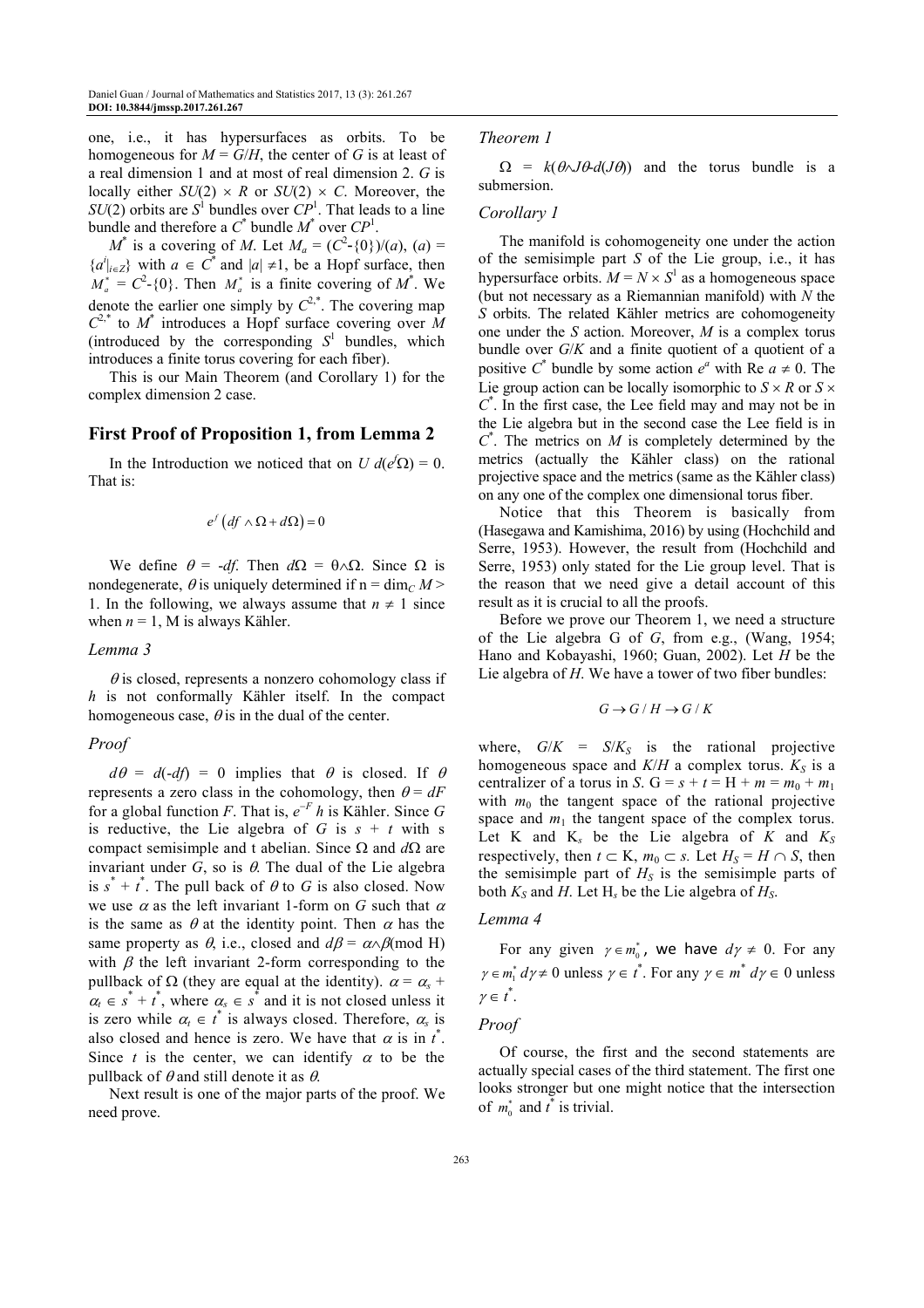one, i.e., it has hypersurfaces as orbits. To be homogeneous for $M = G/H$, the center of $G$ is at least of a real dimension 1 and at most of real dimension 2. $G$ is locally either $SU(2) \times R$ or $SU(2) \times C$. Moreover, the $SU(2)$ orbits are $S^1$ bundles over $CP^1$. That leads to a line bundle and therefore a $C^*$ bundle $M^*$ over $CP^1$.

$M^*$ is a covering of $M$. Let $M_a = (C^2\text{-}\{0\})/(a)$, $(a) = \{a^i|_{i\in Z}\}$ with $a \in C^*$ and $|a| \neq 1$, be a Hopf surface, then $M_a^* = C^2\text{-}\{0\}$. Then $M_a^*$ is a finite covering of $M^*$. We denote the earlier one simply by $C^{2,*}$. The covering map $C^{2,*}$ to $M^*$ introduces a Hopf surface covering over $M$ (introduced by the corresponding $S^1$ bundles, which introduces a finite torus covering for each fiber).

This is our Main Theorem (and Corollary 1) for the complex dimension 2 case.

## First Proof of Proposition 1, from Lemma 2

In the Introduction we noticed that on $U$ $d(e^f\Omega) = 0$. That is:

$$e^f\left(df \wedge \Omega + d\Omega\right) = 0$$

We define $\theta = -df$. Then $d\Omega = \theta\wedge\Omega$. Since $\Omega$ is nondegenerate, $\theta$ is uniquely determined if $n = \dim_C M > 1$. In the following, we always assume that $n \neq 1$ since when $n = 1$, M is always Kähler.

### *Lemma 3*

$\theta$ is closed, represents a nonzero cohomology class if $h$ is not conformally Kähler itself. In the compact homogeneous case, $\theta$ is in the dual of the center.

### *Proof*

$d\theta = d(-df) = 0$ implies that $\theta$ is closed. If $\theta$ represents a zero class in the cohomology, then $\theta = dF$ for a global function $F$. That is, $e^{-F}$ $h$ is Kähler. Since $G$ is reductive, the Lie algebra of $G$ is $s + t$ with s compact semisimple and t abelian. Since $\Omega$ and $d\Omega$ are invariant under $G$, so is $\theta$. The dual of the Lie algebra is $s^* + t^*$. The pull back of $\theta$ to $G$ is also closed. Now we use $\alpha$ as the left invariant 1-form on $G$ such that $\alpha$ is the same as $\theta$ at the identity point. Then $\alpha$ has the same property as $\theta$, i.e., closed and $d\beta = \alpha\wedge\beta(\text{mod H})$ with $\beta$ the left invariant 2-form corresponding to the pullback of $\Omega$ (they are equal at the identity). $\alpha = \alpha_s + \alpha_t \in s^* + t^*$, where $\alpha_s \in s^*$ and it is not closed unless it is zero while $\alpha_t \in t^*$ is always closed. Therefore, $\alpha_s$ is also closed and hence is zero. We have that $\alpha$ is in $t^*$. Since $t$ is the center, we can identify $\alpha$ to be the pullback of $\theta$ and still denote it as $\theta$.

Next result is one of the major parts of the proof. We need prove.

### *Theorem 1*

$\Omega = k(\theta\wedge J\theta\text{-}d(J\theta))$ and the torus bundle is a submersion.

### *Corollary 1*

The manifold is cohomogeneity one under the action of the semisimple part $S$ of the Lie group, i.e., it has hypersurface orbits. $M = N \times S^1$ as a homogeneous space (but not necessary as a Riemannian manifold) with $N$ the $S$ orbits. The related Kähler metrics are cohomogeneity one under the $S$ action. Moreover, $M$ is a complex torus bundle over $G/K$ and a finite quotient of a quotient of a positive $C^*$ bundle by some action $e^a$ with Re $a \neq 0$. The Lie group action can be locally isomorphic to $S \times R$ or $S \times C^*$. In the first case, the Lee field may and may not be in the Lie algebra but in the second case the Lee field is in $C^*$. The metrics on $M$ is completely determined by the metrics (actually the Kähler class) on the rational projective space and the metrics (same as the Kähler class) on any one of the complex one dimensional torus fiber.

Notice that this Theorem is basically from (Hasegawa and Kamishima, 2016) by using (Hochchild and Serre, 1953). However, the result from (Hochchild and Serre, 1953) only stated for the Lie group level. That is the reason that we need give a detail account of this result as it is crucial to all the proofs.

Before we prove our Theorem 1, we need a structure of the Lie algebra G of $G$, from e.g., (Wang, 1954; Hano and Kobayashi, 1960; Guan, 2002). Let $H$ be the Lie algebra of $H$. We have a tower of two fiber bundles:

$$G \to G/H \to G/K$$

where, $G/K = S/K_S$ is the rational projective homogeneous space and $K/H$ a complex torus. $K_S$ is a centralizer of a torus in $S$. $G = s + t = H + m = m_0 + m_1$ with $m_0$ the tangent space of the rational projective space and $m_1$ the tangent space of the complex torus. Let K and $K_s$ be the Lie algebra of $K$ and $K_S$ respectively, then $t \subset K$, $m_0 \subset s$. Let $H_S = H \cap S$, then the semisimple part of $H_S$ is the semisimple parts of both $K_S$ and $H$. Let $H_s$ be the Lie algebra of $H_S$.

### *Lemma 4*

For any given $\gamma \in m_0^*$, we have $d\gamma \neq 0$. For any $\gamma \in m_1^*$ $d\gamma \neq 0$ unless $\gamma \in t^*$. For any $\gamma \in m^*$ $d\gamma \in 0$ unless $\gamma \in t^*$.

### *Proof*

Of course, the first and the second statements are actually special cases of the third statement. The first one looks stronger but one might notice that the intersection of $m_0^*$ and $t^*$ is trivial.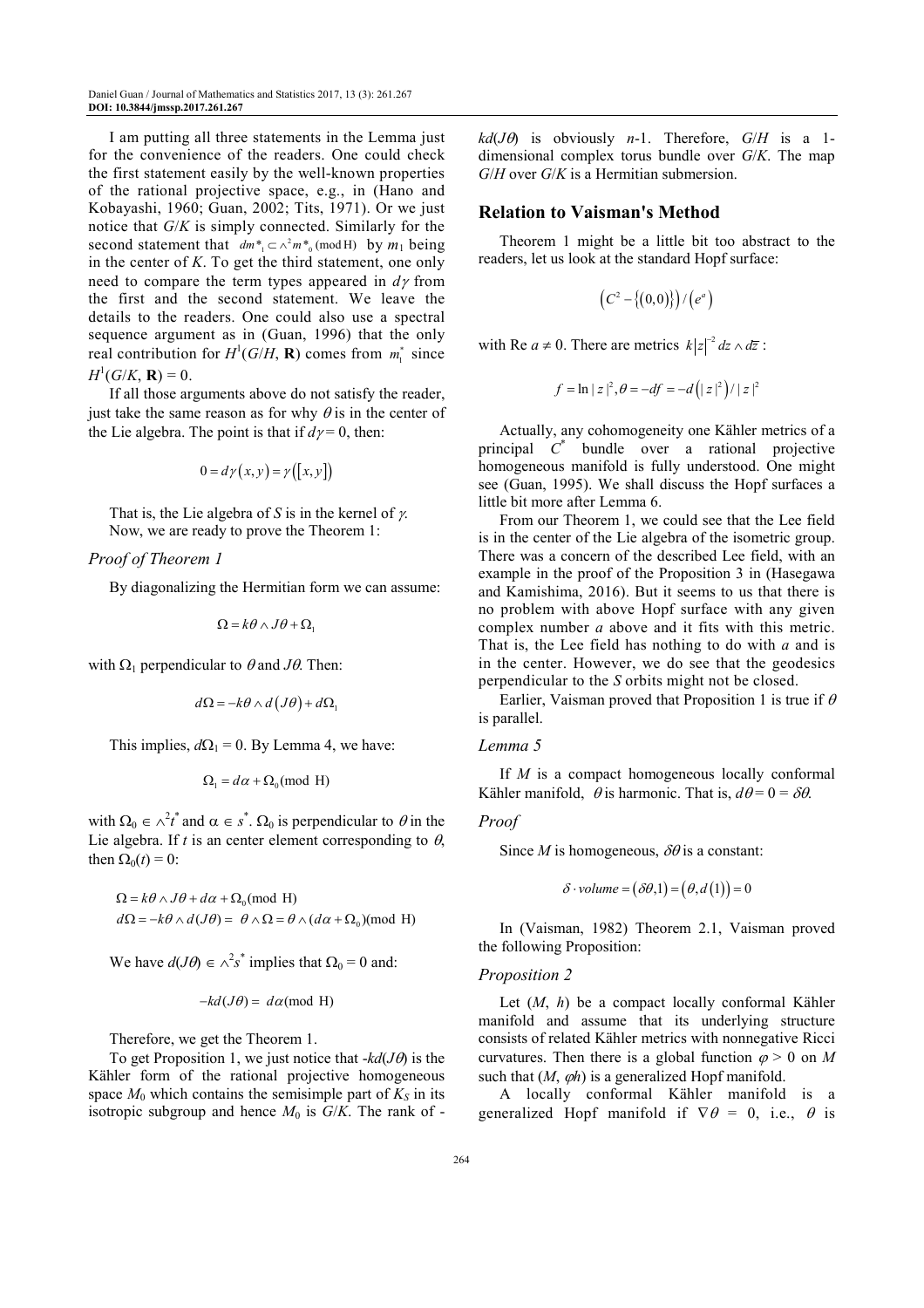I am putting all three statements in the Lemma just for the convenience of the readers. One could check the first statement easily by the well-known properties of the rational projective space, e.g., in (Hano and Kobayashi, 1960; Guan, 2002; Tits, 1971). Or we just notice that $G/K$ is simply connected. Similarly for the second statement that $dm^*_1 \subset \wedge^2 m^*_0 \,(\text{mod H})$ by $m_1$ being in the center of $K$. To get the third statement, one only need to compare the term types appeared in $d\gamma$ from the first and the second statement. We leave the details to the readers. One could also use a spectral sequence argument as in (Guan, 1996) that the only real contribution for $H^1(G/H, \mathbf{R})$ comes from $m_1^*$ since $H^1(G/K, \mathbf{R}) = 0$.

If all those arguments above do not satisfy the reader, just take the same reason as for why $\theta$ is in the center of the Lie algebra. The point is that if $d\gamma = 0$, then:

$$0 = d\gamma(x, y) = \gamma([x, y])$$

That is, the Lie algebra of $S$ is in the kernel of $\gamma$.

Now, we are ready to prove the Theorem 1:

### *Proof of Theorem 1*

By diagonalizing the Hermitian form we can assume:

$$\Omega = k\theta \wedge J\theta + \Omega_1$$

with $\Omega_1$ perpendicular to $\theta$ and $J\theta$. Then:

$$d\Omega = -k\theta \wedge d(J\theta) + d\Omega_1$$

This implies, $d\Omega_1 = 0$. By Lemma 4, we have:

$$\Omega_1 = d\alpha + \Omega_0 (\text{mod H})$$

with $\Omega_0 \in \wedge^2 t^*$ and $\alpha \in s^*$. $\Omega_0$ is perpendicular to $\theta$ in the Lie algebra. If $t$ is an center element corresponding to $\theta$, then $\Omega_0(t) = 0$:

$$\Omega = k\theta \wedge J\theta + d\alpha + \Omega_0 (\text{mod H})$$
$$d\Omega = -k\theta \wedge d(J\theta) = \theta \wedge \Omega = \theta \wedge (d\alpha + \Omega_0)(\text{mod H})$$

We have $d(J\theta) \in \wedge^2 s^*$ implies that $\Omega_0 = 0$ and:

$$-kd(J\theta) = d\alpha (\text{mod H})$$

Therefore, we get the Theorem 1.

To get Proposition 1, we just notice that $-kd(J\theta)$ is the Kähler form of the rational projective homogeneous space $M_0$ which contains the semisimple part of $K_S$ in its isotropic subgroup and hence $M_0$ is $G/K$. The rank of $-kd(J\theta)$ is obviously $n$-1. Therefore, $G/H$ is a 1-dimensional complex torus bundle over $G/K$. The map $G/H$ over $G/K$ is a Hermitian submersion.

## Relation to Vaisman's Method

Theorem 1 might be a little bit too abstract to the readers, let us look at the standard Hopf surface:

$$\left(C^2 - \{(0,0)\}\right) / \left(e^a\right)$$

with Re $a \neq 0$. There are metrics $k|z|^{-2} dz \wedge d\bar{z}$:

$$f = \ln |z|^2, \theta = -df = -d\left(|z|^2\right) / |z|^2$$

Actually, any cohomogeneity one Kähler metrics of a principal $C^*$ bundle over a rational projective homogeneous manifold is fully understood. One might see (Guan, 1995). We shall discuss the Hopf surfaces a little bit more after Lemma 6.

From our Theorem 1, we could see that the Lee field is in the center of the Lie algebra of the isometric group. There was a concern of the described Lee field, with an example in the proof of the Proposition 3 in (Hasegawa and Kamishima, 2016). But it seems to us that there is no problem with above Hopf surface with any given complex number $a$ above and it fits with this metric. That is, the Lee field has nothing to do with $a$ and is in the center. However, we do see that the geodesics perpendicular to the $S$ orbits might not be closed.

Earlier, Vaisman proved that Proposition 1 is true if $\theta$ is parallel.

### *Lemma 5*

If $M$ is a compact homogeneous locally conformal Kähler manifold, $\theta$ is harmonic. That is, $d\theta = 0 = \delta\theta$.

### *Proof*

Since $M$ is homogeneous, $\delta\theta$ is a constant:

$$\delta \cdot volume = (\delta\theta, 1) = (\theta, d(1)) = 0$$

In (Vaisman, 1982) Theorem 2.1, Vaisman proved the following Proposition:

### *Proposition 2*

Let $(M, h)$ be a compact locally conformal Kähler manifold and assume that its underlying structure consists of related Kähler metrics with nonnegative Ricci curvatures. Then there is a global function $\varphi > 0$ on $M$ such that $(M, \varphi h)$ is a generalized Hopf manifold.

A locally conformal Kähler manifold is a generalized Hopf manifold if $\nabla\theta = 0$, i.e., $\theta$ is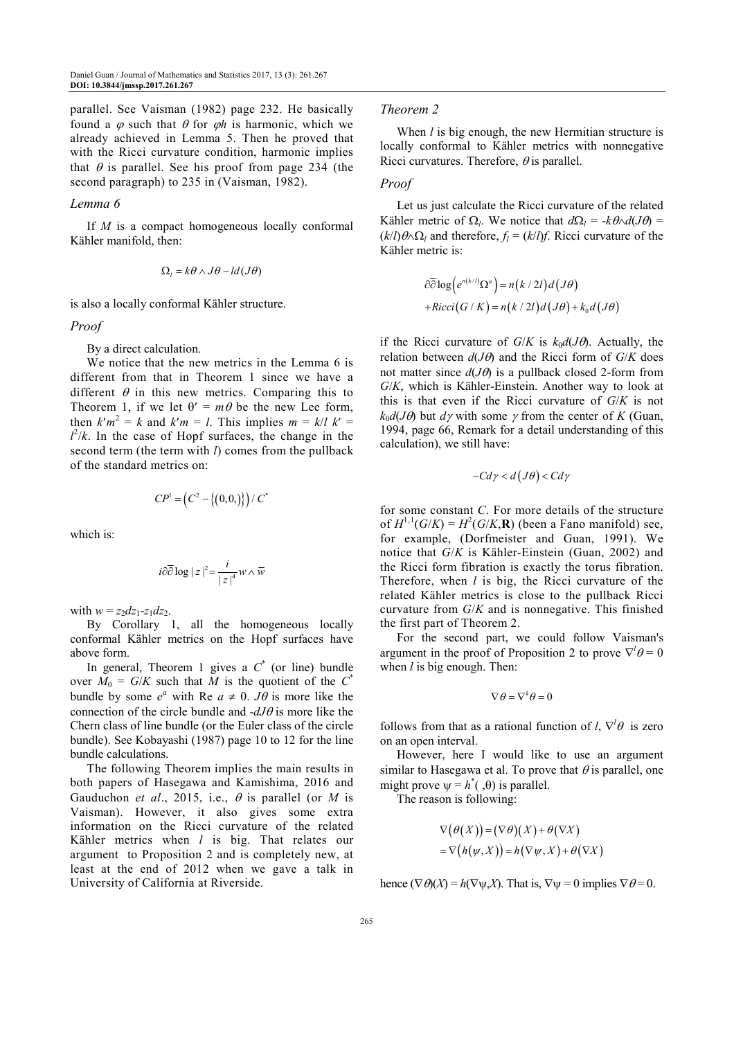parallel. See Vaisman (1982) page 232. He basically found a $\varphi$ such that $\theta$ for $\varphi h$ is harmonic, which we already achieved in Lemma 5. Then he proved that with the Ricci curvature condition, harmonic implies that $\theta$ is parallel. See his proof from page 234 (the second paragraph) to 235 in (Vaisman, 1982).

### Lemma 6

If $M$ is a compact homogeneous locally conformal Kähler manifold, then:

$$\Omega_l = k\theta \wedge J\theta - ld(J\theta)$$

is also a locally conformal Kähler structure.

### Proof

By a direct calculation.

We notice that the new metrics in the Lemma 6 is different from that in Theorem 1 since we have a different $\theta$ in this new metrics. Comparing this to Theorem 1, if we let $\theta' = m\theta$ be the new Lee form, then $k'm^2 = k$ and $k'm = l$. This implies $m = k/l$ $k' = l^2/k$. In the case of Hopf surfaces, the change in the second term (the term with $l$) comes from the pullback of the standard metrics on:

$$CP^1 = \left(C^2 - \{(0,0,)\}\right)/C^*$$

which is:

$$i\partial\bar{\partial}\log|z|^2 = \frac{i}{|z|^4} w \wedge \bar{w}$$

with $w = z_2dz_1 - z_1dz_2$.

By Corollary 1, all the homogeneous locally conformal Kähler metrics on the Hopf surfaces have above form.

In general, Theorem 1 gives a $C^*$ (or line) bundle over $M_0 = G/K$ such that $M$ is the quotient of the $C^*$ bundle by some $e^a$ with Re $a \neq 0$. $J\theta$ is more like the connection of the circle bundle and $-dJ\theta$ is more like the Chern class of line bundle (or the Euler class of the circle bundle). See Kobayashi (1987) page 10 to 12 for the line bundle calculations.

The following Theorem implies the main results in both papers of Hasegawa and Kamishima, 2016 and Gauduchon *et al*., 2015, i.e., $\theta$ is parallel (or $M$ is Vaisman). However, it also gives some extra information on the Ricci curvature of the related Kähler metrics when $l$ is big. That relates our argument to Proposition 2 and is completely new, at least at the end of 2012 when we gave a talk in University of California at Riverside.

### Theorem 2

When $l$ is big enough, the new Hermitian structure is locally conformal to Kähler metrics with nonnegative Ricci curvatures. Therefore, $\theta$ is parallel.

### Proof

Let us just calculate the Ricci curvature of the related Kähler metric of $\Omega_l$. We notice that $d\Omega_l = -k\theta \wedge d(J\theta) = (k/l)\theta \wedge \Omega_l$ and therefore, $f_l = (k/l)f$. Ricci curvature of the Kähler metric is:

$$\begin{aligned}
&\partial\bar{\partial}\log\left(e^{n(k/l)}\Omega^n\right) = n(k/2l)d(J\theta) \\
&+Ricci(G/K) = n(k/2l)d(J\theta) + k_0d(J\theta)
\end{aligned}$$

if the Ricci curvature of $G/K$ is $k_0d(J\theta)$. Actually, the relation between $d(J\theta)$ and the Ricci form of $G/K$ does not matter since $d(J\theta)$ is a pullback closed 2-form from $G/K$, which is Kähler-Einstein. Another way to look at this is that even if the Ricci curvature of $G/K$ is not $k_0d(J\theta)$ but $d\gamma$ with some $\gamma$ from the center of $K$ (Guan, 1994, page 66, Remark for a detail understanding of this calculation), we still have:

$$-Cd\gamma < d(J\theta) < Cd\gamma$$

for some constant $C$. For more details of the structure of $H^{1,1}(G/K) = H^2(G/K,\mathbf{R})$ (been a Fano manifold) see, for example, (Dorfmeister and Guan, 1991). We notice that $G/K$ is Kähler-Einstein (Guan, 2002) and the Ricci form fibration is exactly the torus fibration. Therefore, when $l$ is big, the Ricci curvature of the related Kähler metrics is close to the pullback Ricci curvature from $G/K$ and is nonnegative. This finished the first part of Theorem 2.

For the second part, we could follow Vaisman's argument in the proof of Proposition 2 to prove $\nabla^l\theta = 0$ when $l$ is big enough. Then:

$$\nabla\theta = \nabla^k\theta = 0$$

follows from that as a rational function of $l$, $\nabla^l\theta$ is zero on an open interval.

However, here I would like to use an argument similar to Hasegawa et al. To prove that $\theta$ is parallel, one might prove $\psi = h^*(\ ,\theta)$ is parallel.

The reason is following:

$$\begin{aligned}
&\nabla(\theta(X)) = (\nabla\theta)(X) + \theta(\nabla X) \\
&= \nabla(h(\psi, X)) = h(\nabla\psi, X) + \theta(\nabla X)
\end{aligned}$$

hence $(\nabla\theta)(X) = h(\nabla\psi, X)$. That is, $\nabla\psi = 0$ implies $\nabla\theta = 0$.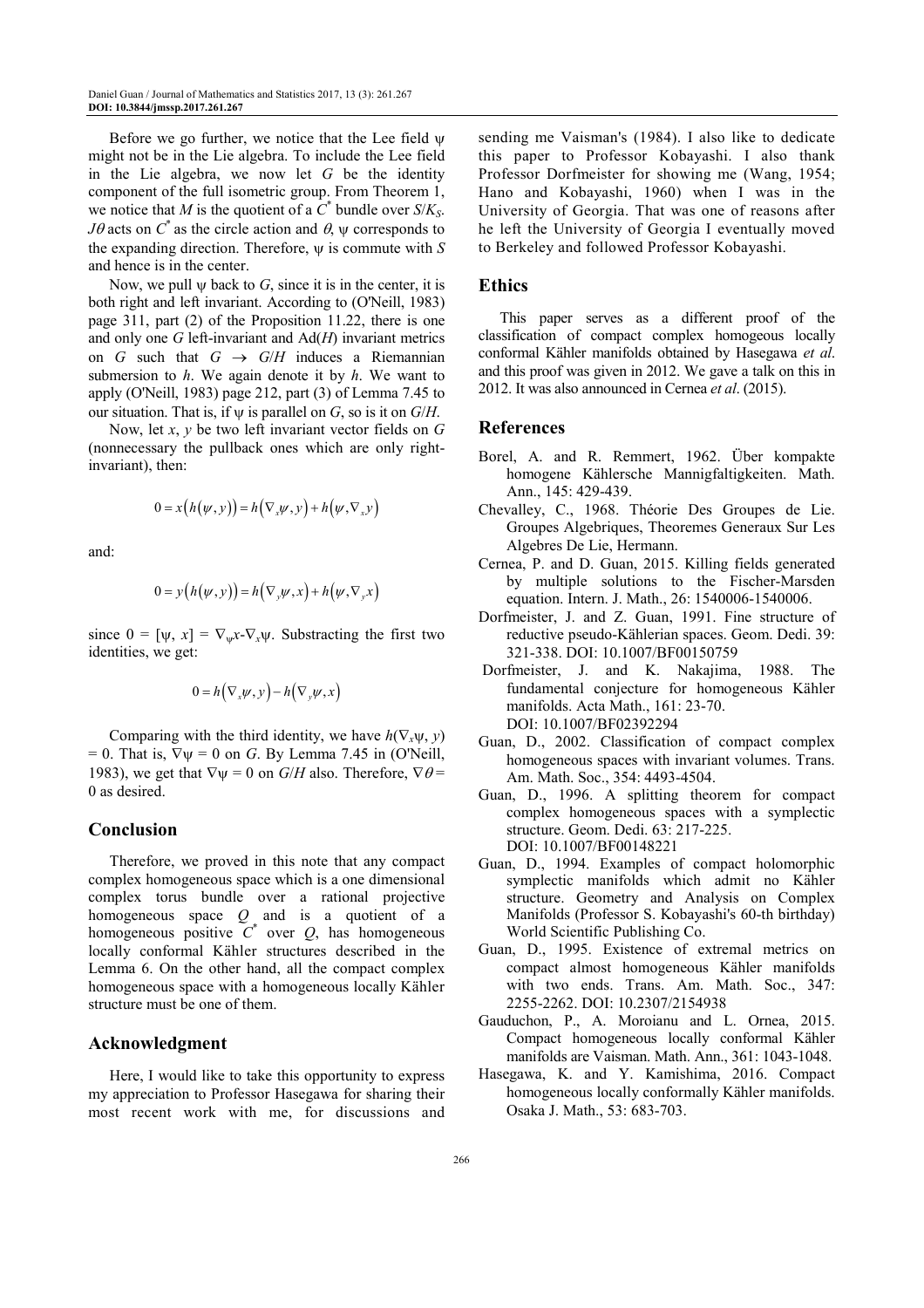Before we go further, we notice that the Lee field $\psi$ might not be in the Lie algebra. To include the Lee field in the Lie algebra, we now let $G$ be the identity component of the full isometric group. From Theorem 1, we notice that $M$ is the quotient of a $C^*$ bundle over $S/K_S$. $J\theta$ acts on $C^*$ as the circle action and $\theta$, $\psi$ corresponds to the expanding direction. Therefore, $\psi$ is commute with $S$ and hence is in the center.

Now, we pull $\psi$ back to $G$, since it is in the center, it is both right and left invariant. According to (O'Neill, 1983) page 311, part (2) of the Proposition 11.22, there is one and only one $G$ left-invariant and Ad($H$) invariant metrics on $G$ such that $G \to G/H$ induces a Riemannian submersion to $h$. We again denote it by $h$. We want to apply (O'Neill, 1983) page 212, part (3) of Lemma 7.45 to our situation. That is, if $\psi$ is parallel on $G$, so is it on $G/H$.

Now, let $x$, $y$ be two left invariant vector fields on $G$ (nonnecessary the pullback ones which are only right-invariant), then:

$$0 = x\left(h\left(\psi, y\right)\right) = h\left(\nabla_x \psi, y\right) + h\left(\psi, \nabla_x y\right)$$

and:

$$0 = y\left(h\left(\psi, y\right)\right) = h\left(\nabla_y \psi, x\right) + h\left(\psi, \nabla_y x\right)$$

since $0 = [\psi, x] = \nabla_\psi x - \nabla_x \psi$. Substracting the first two identities, we get:

$$0 = h\left(\nabla_x \psi, y\right) - h\left(\nabla_y \psi, x\right)$$

Comparing with the third identity, we have $h(\nabla_x \psi, y) = 0$. That is, $\nabla\psi = 0$ on $G$. By Lemma 7.45 in (O'Neill, 1983), we get that $\nabla\psi = 0$ on $G/H$ also. Therefore, $\nabla\theta = 0$ as desired.

## Conclusion

Therefore, we proved in this note that any compact complex homogeneous space which is a one dimensional complex torus bundle over a rational projective homogeneous space $Q$ and is a quotient of a homogeneous positive $C^*$ over $Q$, has homogeneous locally conformal Kähler structures described in the Lemma 6. On the other hand, all the compact complex homogeneous space with a homogeneous locally Kähler structure must be one of them.

## Acknowledgment

Here, I would like to take this opportunity to express my appreciation to Professor Hasegawa for sharing their most recent work with me, for discussions and sending me Vaisman's (1984). I also like to dedicate this paper to Professor Kobayashi. I also thank Professor Dorfmeister for showing me (Wang, 1954; Hano and Kobayashi, 1960) when I was in the University of Georgia. That was one of reasons after he left the University of Georgia I eventually moved to Berkeley and followed Professor Kobayashi.

## Ethics

This paper serves as a different proof of the classification of compact complex homogeous locally conformal Kähler manifolds obtained by Hasegawa *et al*. and this proof was given in 2012. We gave a talk on this in 2012. It was also announced in Cernea *et al*. (2015).

## References

Borel, A. and R. Remmert, 1962. Über kompakte homogene Kählersche Mannigfaltigkeiten. Math. Ann., 145: 429-439.

Chevalley, C., 1968. Théorie Des Groupes de Lie. Groupes Algebriques, Theoremes Generaux Sur Les Algebres De Lie, Hermann.

Cernea, P. and D. Guan, 2015. Killing fields generated by multiple solutions to the Fischer-Marsden equation. Intern. J. Math., 26: 1540006-1540006.

Dorfmeister, J. and Z. Guan, 1991. Fine structure of reductive pseudo-Kählerian spaces. Geom. Dedi. 39: 321-338. DOI: 10.1007/BF00150759

Dorfmeister, J. and K. Nakajima, 1988. The fundamental conjecture for homogeneous Kähler manifolds. Acta Math., 161: 23-70. DOI: 10.1007/BF02392294

Guan, D., 2002. Classification of compact complex homogeneous spaces with invariant volumes. Trans. Am. Math. Soc., 354: 4493-4504.

Guan, D., 1996. A splitting theorem for compact complex homogeneous spaces with a symplectic structure. Geom. Dedi. 63: 217-225. DOI: 10.1007/BF00148221

Guan, D., 1994. Examples of compact holomorphic symplectic manifolds which admit no Kähler structure. Geometry and Analysis on Complex Manifolds (Professor S. Kobayashi's 60-th birthday) World Scientific Publishing Co.

Guan, D., 1995. Existence of extremal metrics on compact almost homogeneous Kähler manifolds with two ends. Trans. Am. Math. Soc., 347: 2255-2262. DOI: 10.2307/2154938

Gauduchon, P., A. Moroianu and L. Ornea, 2015. Compact homogeneous locally conformal Kähler manifolds are Vaisman. Math. Ann., 361: 1043-1048.

Hasegawa, K. and Y. Kamishima, 2016. Compact homogeneous locally conformally Kähler manifolds. Osaka J. Math., 53: 683-703.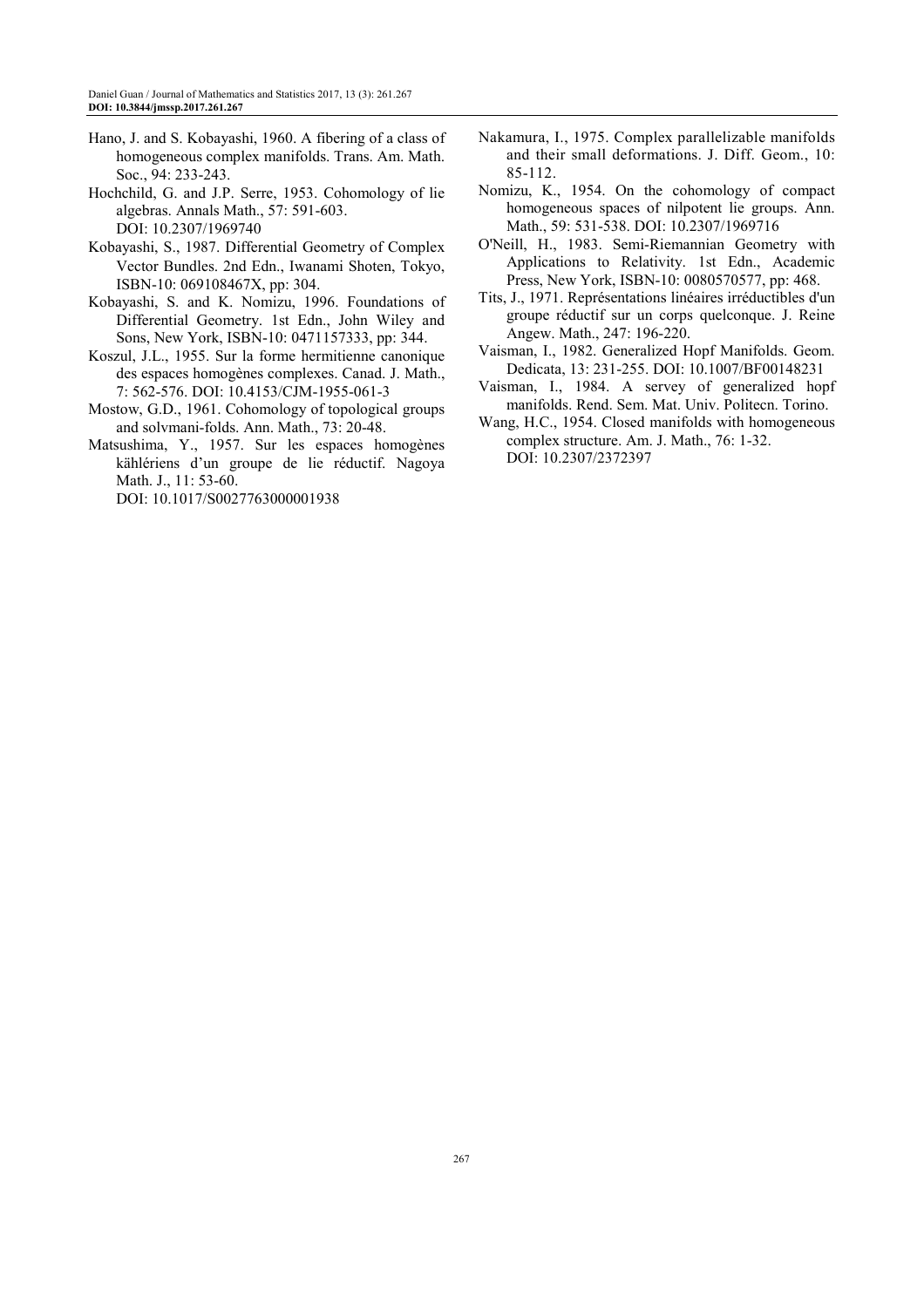Hano, J. and S. Kobayashi, 1960. A fibering of a class of homogeneous complex manifolds. Trans. Am. Math. Soc., 94: 233-243.

Hochchild, G. and J.P. Serre, 1953. Cohomology of lie algebras. Annals Math., 57: 591-603. DOI: 10.2307/1969740

Kobayashi, S., 1987. Differential Geometry of Complex Vector Bundles. 2nd Edn., Iwanami Shoten, Tokyo, ISBN-10: 069108467X, pp: 304.

Kobayashi, S. and K. Nomizu, 1996. Foundations of Differential Geometry. 1st Edn., John Wiley and Sons, New York, ISBN-10: 0471157333, pp: 344.

Koszul, J.L., 1955. Sur la forme hermitienne canonique des espaces homogènes complexes. Canad. J. Math., 7: 562-576. DOI: 10.4153/CJM-1955-061-3

Mostow, G.D., 1961. Cohomology of topological groups and solvmani-folds. Ann. Math., 73: 20-48.

Matsushima, Y., 1957. Sur les espaces homogènes kählériens d'un groupe de lie réductif. Nagoya Math. J., 11: 53-60. DOI: 10.1017/S0027763000001938

Nakamura, I., 1975. Complex parallelizable manifolds and their small deformations. J. Diff. Geom., 10: 85-112.

Nomizu, K., 1954. On the cohomology of compact homogeneous spaces of nilpotent lie groups. Ann. Math., 59: 531-538. DOI: 10.2307/1969716

O'Neill, H., 1983. Semi-Riemannian Geometry with Applications to Relativity. 1st Edn., Academic Press, New York, ISBN-10: 0080570577, pp: 468.

Tits, J., 1971. Représentations linéaires irréductibles d'un groupe réductif sur un corps quelconque. J. Reine Angew. Math., 247: 196-220.

Vaisman, I., 1982. Generalized Hopf Manifolds. Geom. Dedicata, 13: 231-255. DOI: 10.1007/BF00148231

Vaisman, I., 1984. A servey of generalized hopf manifolds. Rend. Sem. Mat. Univ. Politecn. Torino.

Wang, H.C., 1954. Closed manifolds with homogeneous complex structure. Am. J. Math., 76: 1-32. DOI: 10.2307/2372397